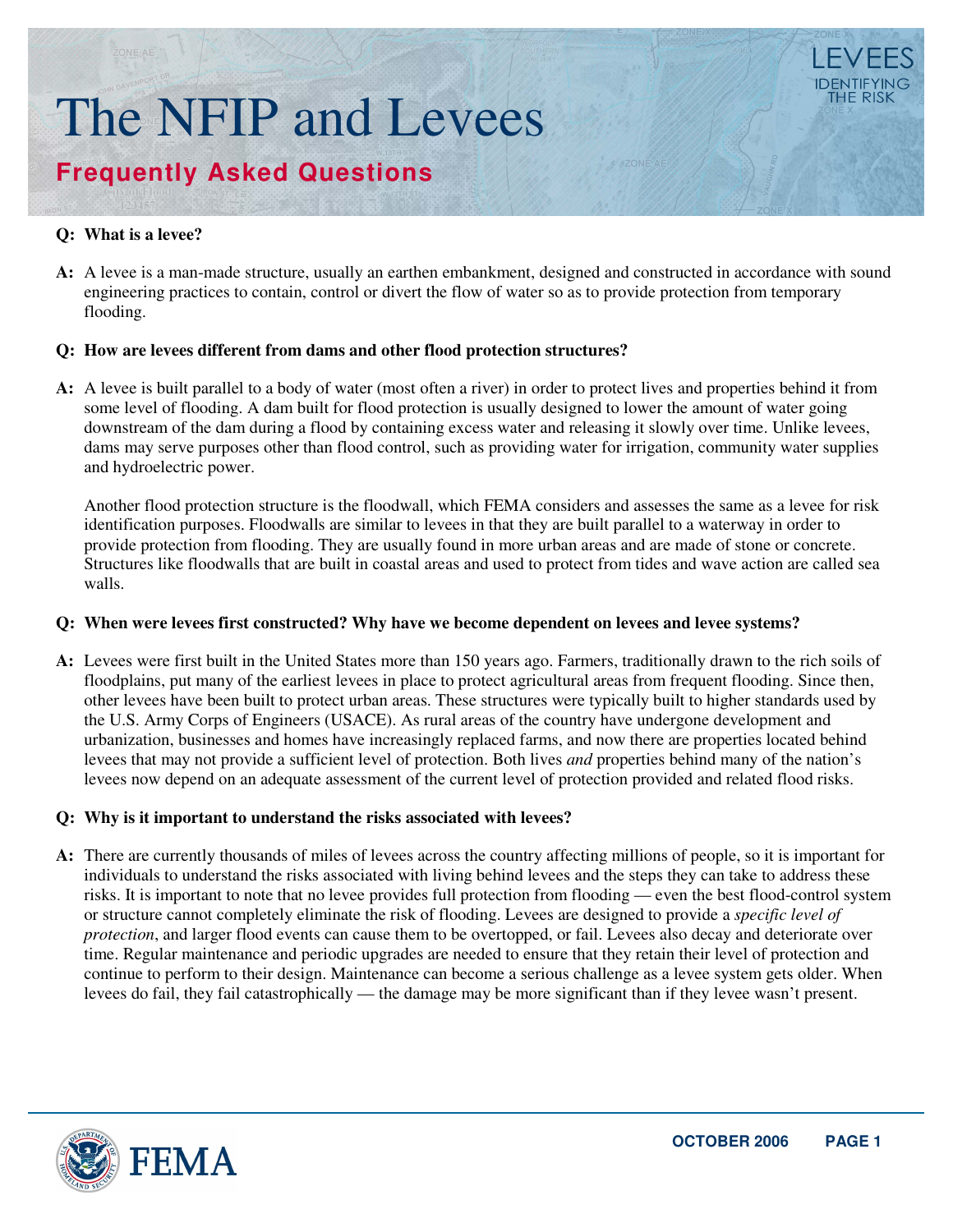# The NFIP and Levees

## Frequently Asked Questions

**Q: What is a levee?**

**A:** A levee is a man-made structure, usually an earthen embankment, designed and constructed in accordance with sound engineering practices to contain, control or divert the flow of water so as to provide protection from temporary flooding.

**Q: How are levees different from dams and other flood protection structures?**

**A:** A levee is built parallel to a body of water (most often a river) in order to protect lives and properties behind it from some level of flooding. A dam built for flood protection is usually designed to lower the amount of water going downstream of the dam during a flood by containing excess water and releasing it slowly over time. Unlike levees, dams may serve purposes other than flood control, such as providing water for irrigation, community water supplies and hydroelectric power.

Another flood protection structure is the floodwall, which FEMA considers and assesses the same as a levee for risk identification purposes. Floodwalls are similar to levees in that they are built parallel to a waterway in order to provide protection from flooding. They are usually found in more urban areas and are made of stone or concrete. Structures like floodwalls that are built in coastal areas and used to protect from tides and wave action are called sea walls.

**Q: When were levees first constructed? Why have we become dependent on levees and levee systems?**

**A:** Levees were first built in the United States more than 150 years ago. Farmers, traditionally drawn to the rich soils of floodplains, put many of the earliest levees in place to protect agricultural areas from frequent flooding. Since then, other levees have been built to protect urban areas. These structures were typically built to higher standards used by the U.S. Army Corps of Engineers (USACE). As rural areas of the country have undergone development and urbanization, businesses and homes have increasingly replaced farms, and now there are properties located behind levees that may not provide a sufficient level of protection. Both lives *and* properties behind many of the nation's levees now depend on an adequate assessment of the current level of protection provided and related flood risks.

**Q: Why is it important to understand the risks associated with levees?**

**A:** There are currently thousands of miles of levees across the country affecting millions of people, so it is important for individuals to understand the risks associated with living behind levees and the steps they can take to address these risks. It is important to note that no levee provides full protection from flooding — even the best flood-control system or structure cannot completely eliminate the risk of flooding. Levees are designed to provide a *specific level of protection*, and larger flood events can cause them to be overtopped, or fail. Levees also decay and deteriorate over time. Regular maintenance and periodic upgrades are needed to ensure that they retain their level of protection and continue to perform to their design. Maintenance can become a serious challenge as a levee system gets older. When levees do fail, they fail catastrophically — the damage may be more significant than if they levee wasn't present.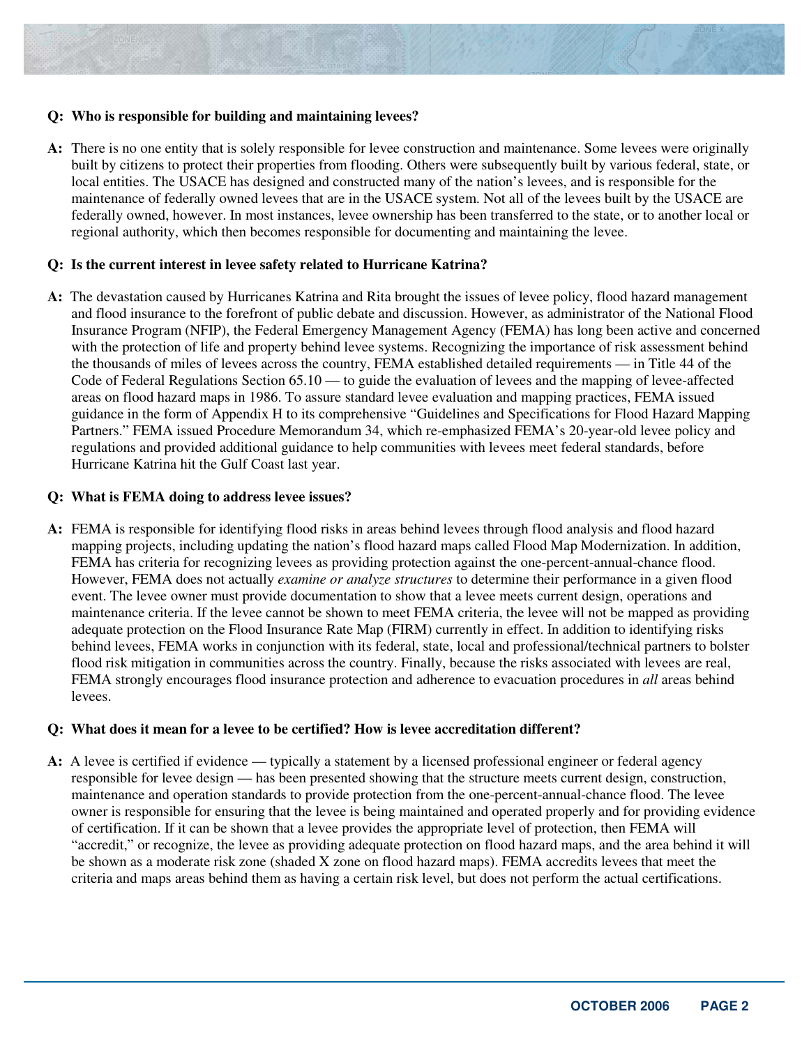**Q: Who is responsible for building and maintaining levees?**

**A:** There is no one entity that is solely responsible for levee construction and maintenance. Some levees were originally built by citizens to protect their properties from flooding. Others were subsequently built by various federal, state, or local entities. The USACE has designed and constructed many of the nation's levees, and is responsible for the maintenance of federally owned levees that are in the USACE system. Not all of the levees built by the USACE are federally owned, however. In most instances, levee ownership has been transferred to the state, or to another local or regional authority, which then becomes responsible for documenting and maintaining the levee.

**Q: Is the current interest in levee safety related to Hurricane Katrina?**

**A:** The devastation caused by Hurricanes Katrina and Rita brought the issues of levee policy, flood hazard management and flood insurance to the forefront of public debate and discussion. However, as administrator of the National Flood Insurance Program (NFIP), the Federal Emergency Management Agency (FEMA) has long been active and concerned with the protection of life and property behind levee systems. Recognizing the importance of risk assessment behind the thousands of miles of levees across the country, FEMA established detailed requirements — in Title 44 of the Code of Federal Regulations Section 65.10 — to guide the evaluation of levees and the mapping of levee-affected areas on flood hazard maps in 1986. To assure standard levee evaluation and mapping practices, FEMA issued guidance in the form of Appendix H to its comprehensive "Guidelines and Specifications for Flood Hazard Mapping Partners." FEMA issued Procedure Memorandum 34, which re-emphasized FEMA's 20-year-old levee policy and regulations and provided additional guidance to help communities with levees meet federal standards, before Hurricane Katrina hit the Gulf Coast last year.

**Q: What is FEMA doing to address levee issues?**

**A:** FEMA is responsible for identifying flood risks in areas behind levees through flood analysis and flood hazard mapping projects, including updating the nation's flood hazard maps called Flood Map Modernization. In addition, FEMA has criteria for recognizing levees as providing protection against the one-percent-annual-chance flood. However, FEMA does not actually *examine or analyze structures* to determine their performance in a given flood event. The levee owner must provide documentation to show that a levee meets current design, operations and maintenance criteria. If the levee cannot be shown to meet FEMA criteria, the levee will not be mapped as providing adequate protection on the Flood Insurance Rate Map (FIRM) currently in effect. In addition to identifying risks behind levees, FEMA works in conjunction with its federal, state, local and professional/technical partners to bolster flood risk mitigation in communities across the country. Finally, because the risks associated with levees are real, FEMA strongly encourages flood insurance protection and adherence to evacuation procedures in *all* areas behind levees.

**Q: What does it mean for a levee to be certified? How is levee accreditation different?**

**A:** A levee is certified if evidence — typically a statement by a licensed professional engineer or federal agency responsible for levee design — has been presented showing that the structure meets current design, construction, maintenance and operation standards to provide protection from the one-percent-annual-chance flood. The levee owner is responsible for ensuring that the levee is being maintained and operated properly and for providing evidence of certification. If it can be shown that a levee provides the appropriate level of protection, then FEMA will "accredit," or recognize, the levee as providing adequate protection on flood hazard maps, and the area behind it will be shown as a moderate risk zone (shaded X zone on flood hazard maps). FEMA accredits levees that meet the criteria and maps areas behind them as having a certain risk level, but does not perform the actual certifications.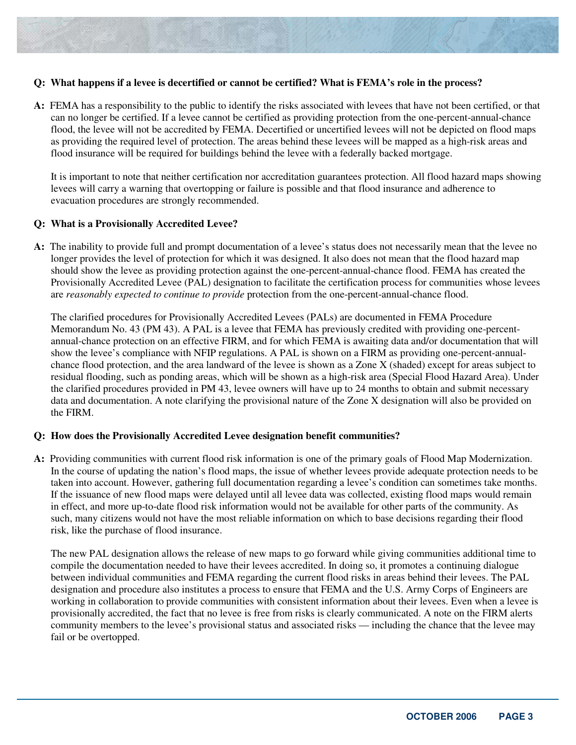**Q: What happens if a levee is decertified or cannot be certified? What is FEMA's role in the process?**

**A:** FEMA has a responsibility to the public to identify the risks associated with levees that have not been certified, or that can no longer be certified. If a levee cannot be certified as providing protection from the one-percent-annual-chance flood, the levee will not be accredited by FEMA. Decertified or uncertified levees will not be depicted on flood maps as providing the required level of protection. The areas behind these levees will be mapped as a high-risk areas and flood insurance will be required for buildings behind the levee with a federally backed mortgage.

It is important to note that neither certification nor accreditation guarantees protection. All flood hazard maps showing levees will carry a warning that overtopping or failure is possible and that flood insurance and adherence to evacuation procedures are strongly recommended.

**Q: What is a Provisionally Accredited Levee?**

**A:** The inability to provide full and prompt documentation of a levee's status does not necessarily mean that the levee no longer provides the level of protection for which it was designed. It also does not mean that the flood hazard map should show the levee as providing protection against the one-percent-annual-chance flood. FEMA has created the Provisionally Accredited Levee (PAL) designation to facilitate the certification process for communities whose levees are *reasonably expected to continue to provide* protection from the one-percent-annual-chance flood.

The clarified procedures for Provisionally Accredited Levees (PALs) are documented in FEMA Procedure Memorandum No. 43 (PM 43). A PAL is a levee that FEMA has previously credited with providing one-percent-annual-chance protection on an effective FIRM, and for which FEMA is awaiting data and/or documentation that will show the levee's compliance with NFIP regulations. A PAL is shown on a FIRM as providing one-percent-annual-chance flood protection, and the area landward of the levee is shown as a Zone X (shaded) except for areas subject to residual flooding, such as ponding areas, which will be shown as a high-risk area (Special Flood Hazard Area). Under the clarified procedures provided in PM 43, levee owners will have up to 24 months to obtain and submit necessary data and documentation. A note clarifying the provisional nature of the Zone X designation will also be provided on the FIRM.

**Q: How does the Provisionally Accredited Levee designation benefit communities?**

**A:** Providing communities with current flood risk information is one of the primary goals of Flood Map Modernization. In the course of updating the nation's flood maps, the issue of whether levees provide adequate protection needs to be taken into account. However, gathering full documentation regarding a levee's condition can sometimes take months. If the issuance of new flood maps were delayed until all levee data was collected, existing flood maps would remain in effect, and more up-to-date flood risk information would not be available for other parts of the community. As such, many citizens would not have the most reliable information on which to base decisions regarding their flood risk, like the purchase of flood insurance.

The new PAL designation allows the release of new maps to go forward while giving communities additional time to compile the documentation needed to have their levees accredited. In doing so, it promotes a continuing dialogue between individual communities and FEMA regarding the current flood risks in areas behind their levees. The PAL designation and procedure also institutes a process to ensure that FEMA and the U.S. Army Corps of Engineers are working in collaboration to provide communities with consistent information about their levees. Even when a levee is provisionally accredited, the fact that no levee is free from risks is clearly communicated. A note on the FIRM alerts community members to the levee's provisional status and associated risks — including the chance that the levee may fail or be overtopped.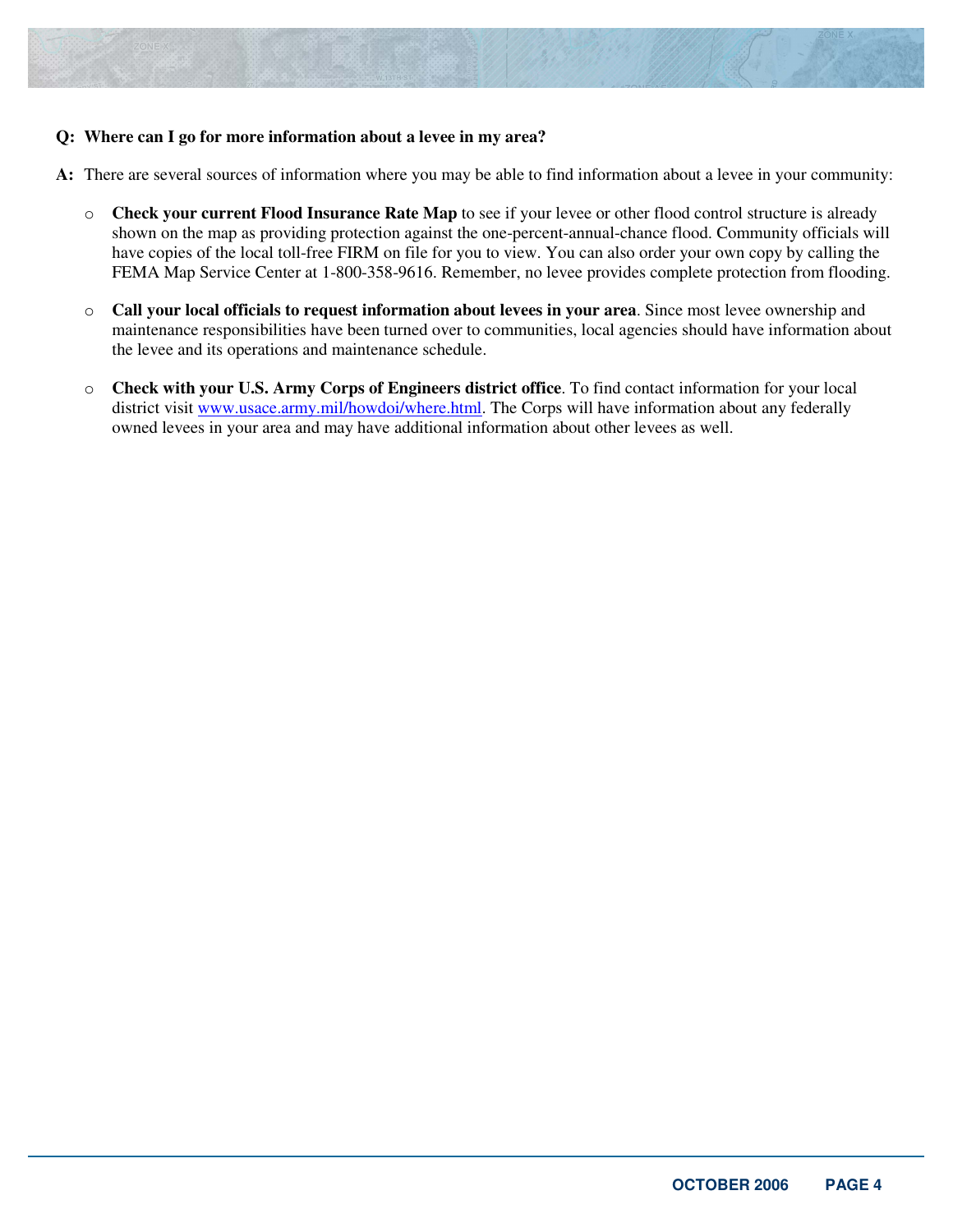**Q: Where can I go for more information about a levee in my area?**

**A:** There are several sources of information where you may be able to find information about a levee in your community:

- **Check your current Flood Insurance Rate Map** to see if your levee or other flood control structure is already shown on the map as providing protection against the one-percent-annual-chance flood. Community officials will have copies of the local toll-free FIRM on file for you to view. You can also order your own copy by calling the FEMA Map Service Center at 1-800-358-9616. Remember, no levee provides complete protection from flooding.

- **Call your local officials to request information about levees in your area**. Since most levee ownership and maintenance responsibilities have been turned over to communities, local agencies should have information about the levee and its operations and maintenance schedule.

- **Check with your U.S. Army Corps of Engineers district office**. To find contact information for your local district visit [www.usace.army.mil/howdoi/where.html](http://www.usace.army.mil/howdoi/where.html). The Corps will have information about any federally owned levees in your area and may have additional information about other levees as well.